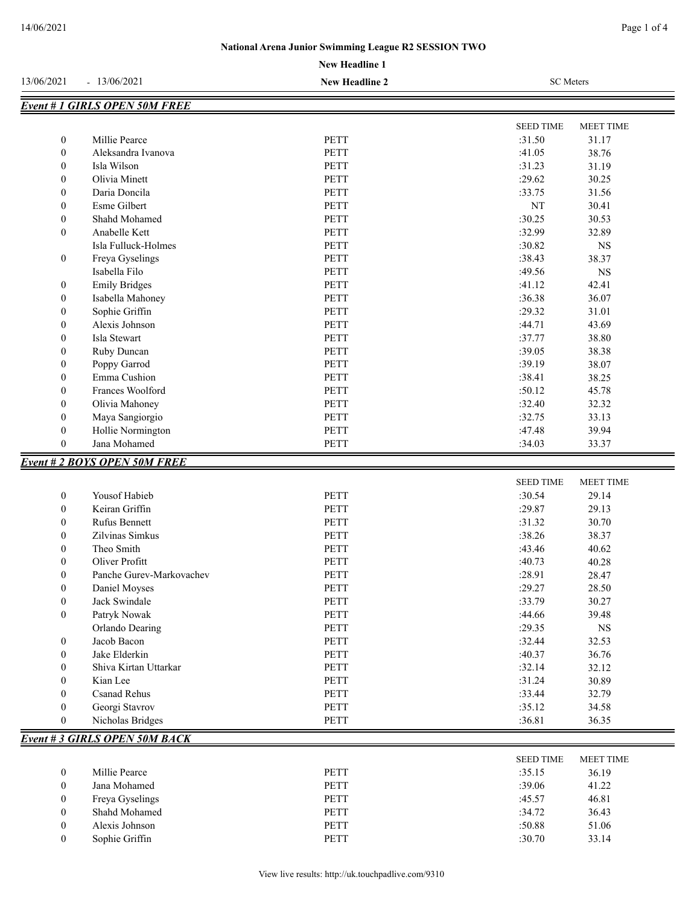# National Arena Junior Swimming League R2 SESSION TWO

**New Headline 1**

13/06/2021 - 13/06/2021 | **New Headline 2** | SC Meters

## *Event # 1 GIRLS OPEN 50M FREE*

| | | | SEED TIME | MEET TIME |
|---|---|---|---|---|
| 0 | Millie Pearce | PETT | :31.50 | 31.17 |
| 0 | Aleksandra Ivanova | PETT | :41.05 | 38.76 |
| 0 | Isla Wilson | PETT | :31.23 | 31.19 |
| 0 | Olivia Minett | PETT | :29.62 | 30.25 |
| 0 | Daria Doncila | PETT | :33.75 | 31.56 |
| 0 | Esme Gilbert | PETT | NT | 30.41 |
| 0 | Shahd Mohamed | PETT | :30.25 | 30.53 |
| 0 | Anabelle Kett | PETT | :32.99 | 32.89 |
| | Isla Fulluck-Holmes | PETT | :30.82 | NS |
| 0 | Freya Gyselings | PETT | :38.43 | 38.37 |
| | Isabella Filo | PETT | :49.56 | NS |
| 0 | Emily Bridges | PETT | :41.12 | 42.41 |
| 0 | Isabella Mahoney | PETT | :36.38 | 36.07 |
| 0 | Sophie Griffin | PETT | :29.32 | 31.01 |
| 0 | Alexis Johnson | PETT | :44.71 | 43.69 |
| 0 | Isla Stewart | PETT | :37.77 | 38.80 |
| 0 | Ruby Duncan | PETT | :39.05 | 38.38 |
| 0 | Poppy Garrod | PETT | :39.19 | 38.07 |
| 0 | Emma Cushion | PETT | :38.41 | 38.25 |
| 0 | Frances Woolford | PETT | :50.12 | 45.78 |
| 0 | Olivia Mahoney | PETT | :32.40 | 32.32 |
| 0 | Maya Sangiorgio | PETT | :32.75 | 33.13 |
| 0 | Hollie Normington | PETT | :47.48 | 39.94 |
| 0 | Jana Mohamed | PETT | :34.03 | 33.37 |

## *Event # 2 BOYS OPEN 50M FREE*

| | | | SEED TIME | MEET TIME |
|---|---|---|---|---|
| 0 | Yousof Habieb | PETT | :30.54 | 29.14 |
| 0 | Keiran Griffin | PETT | :29.87 | 29.13 |
| 0 | Rufus Bennett | PETT | :31.32 | 30.70 |
| 0 | Zilvinas Simkus | PETT | :38.26 | 38.37 |
| 0 | Theo Smith | PETT | :43.46 | 40.62 |
| 0 | Oliver Profitt | PETT | :40.73 | 40.28 |
| 0 | Panche Gurev-Markovachev | PETT | :28.91 | 28.47 |
| 0 | Daniel Moyses | PETT | :29.27 | 28.50 |
| 0 | Jack Swindale | PETT | :33.79 | 30.27 |
| 0 | Patryk Nowak | PETT | :44.66 | 39.48 |
| | Orlando Dearing | PETT | :29.35 | NS |
| 0 | Jacob Bacon | PETT | :32.44 | 32.53 |
| 0 | Jake Elderkin | PETT | :40.37 | 36.76 |
| 0 | Shiva Kirtan Uttarkar | PETT | :32.14 | 32.12 |
| 0 | Kian Lee | PETT | :31.24 | 30.89 |
| 0 | Csanad Rehus | PETT | :33.44 | 32.79 |
| 0 | Georgi Stavrov | PETT | :35.12 | 34.58 |
| 0 | Nicholas Bridges | PETT | :36.81 | 36.35 |

## *Event # 3 GIRLS OPEN 50M BACK*

| | | | SEED TIME | MEET TIME |
|---|---|---|---|---|
| 0 | Millie Pearce | PETT | :35.15 | 36.19 |
| 0 | Jana Mohamed | PETT | :39.06 | 41.22 |
| 0 | Freya Gyselings | PETT | :45.57 | 46.81 |
| 0 | Shahd Mohamed | PETT | :34.72 | 36.43 |
| 0 | Alexis Johnson | PETT | :50.88 | 51.06 |
| 0 | Sophie Griffin | PETT | :30.70 | 33.14 |

View live results: http://uk.touchpadlive.com/9310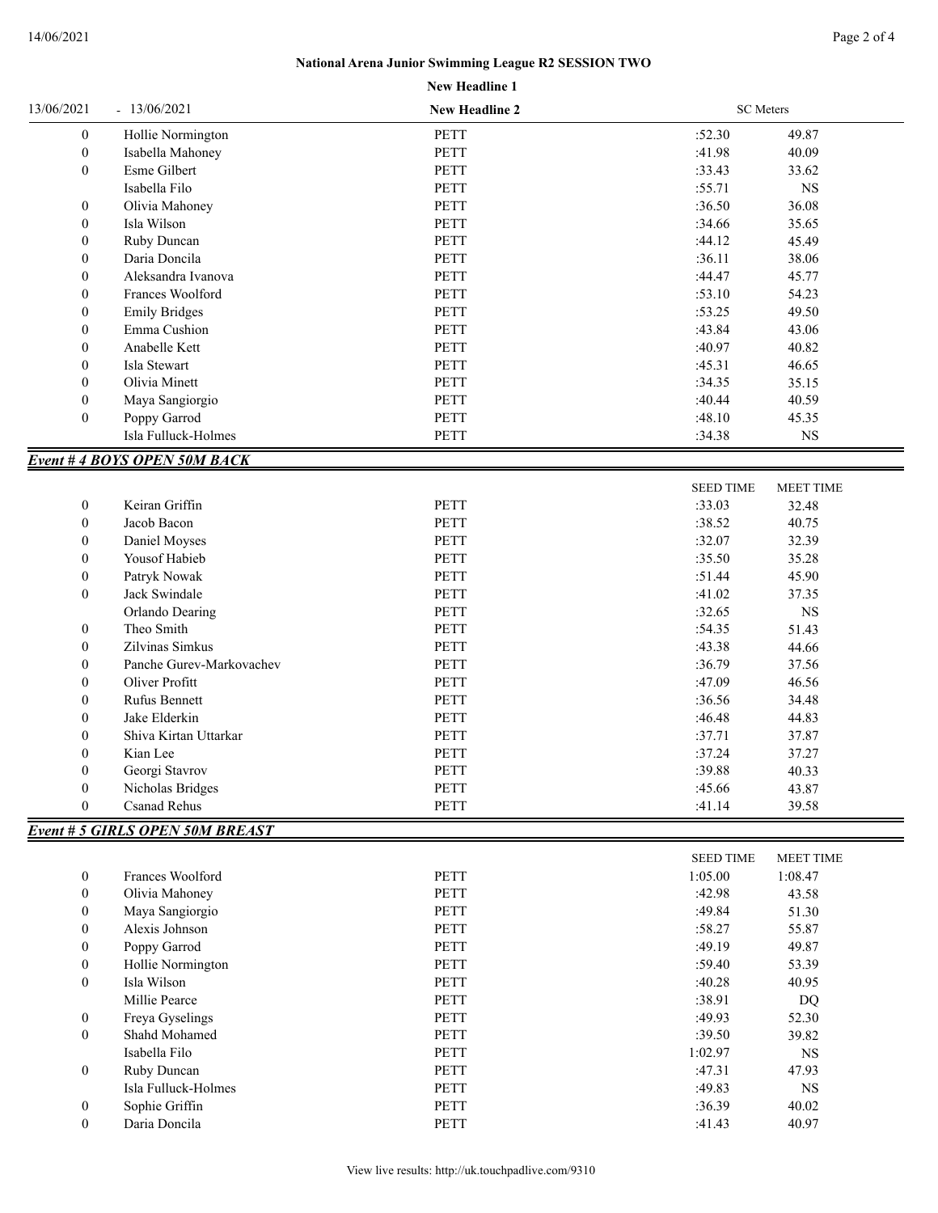# National Arena Junior Swimming League R2 SESSION TWO

New Headline 1

13/06/2021 - 13/06/2021 | New Headline 2 | SC Meters

| | Name | Team | Seed Time | Meet Time |
|---|---|---|---|---|
| 0 | Hollie Normington | PETT | :52.30 | 49.87 |
| 0 | Isabella Mahoney | PETT | :41.98 | 40.09 |
| 0 | Esme Gilbert | PETT | :33.43 | 33.62 |
| | Isabella Filo | PETT | :55.71 | NS |
| 0 | Olivia Mahoney | PETT | :36.50 | 36.08 |
| 0 | Isla Wilson | PETT | :34.66 | 35.65 |
| 0 | Ruby Duncan | PETT | :44.12 | 45.49 |
| 0 | Daria Doncila | PETT | :36.11 | 38.06 |
| 0 | Aleksandra Ivanova | PETT | :44.47 | 45.77 |
| 0 | Frances Woolford | PETT | :53.10 | 54.23 |
| 0 | Emily Bridges | PETT | :53.25 | 49.50 |
| 0 | Emma Cushion | PETT | :43.84 | 43.06 |
| 0 | Anabelle Kett | PETT | :40.97 | 40.82 |
| 0 | Isla Stewart | PETT | :45.31 | 46.65 |
| 0 | Olivia Minett | PETT | :34.35 | 35.15 |
| 0 | Maya Sangiorgio | PETT | :40.44 | 40.59 |
| 0 | Poppy Garrod | PETT | :48.10 | 45.35 |
| | Isla Fulluck-Holmes | PETT | :34.38 | NS |

## *Event # 4 BOYS OPEN 50M BACK*

| | Name | Team | SEED TIME | MEET TIME |
|---|---|---|---|---|
| 0 | Keiran Griffin | PETT | :33.03 | 32.48 |
| 0 | Jacob Bacon | PETT | :38.52 | 40.75 |
| 0 | Daniel Moyses | PETT | :32.07 | 32.39 |
| 0 | Yousof Habieb | PETT | :35.50 | 35.28 |
| 0 | Patryk Nowak | PETT | :51.44 | 45.90 |
| 0 | Jack Swindale | PETT | :41.02 | 37.35 |
| | Orlando Dearing | PETT | :32.65 | NS |
| 0 | Theo Smith | PETT | :54.35 | 51.43 |
| 0 | Zilvinas Simkus | PETT | :43.38 | 44.66 |
| 0 | Panche Gurev-Markovachev | PETT | :36.79 | 37.56 |
| 0 | Oliver Profitt | PETT | :47.09 | 46.56 |
| 0 | Rufus Bennett | PETT | :36.56 | 34.48 |
| 0 | Jake Elderkin | PETT | :46.48 | 44.83 |
| 0 | Shiva Kirtan Uttarkar | PETT | :37.71 | 37.87 |
| 0 | Kian Lee | PETT | :37.24 | 37.27 |
| 0 | Georgi Stavrov | PETT | :39.88 | 40.33 |
| 0 | Nicholas Bridges | PETT | :45.66 | 43.87 |
| 0 | Csanad Rehus | PETT | :41.14 | 39.58 |

## *Event # 5 GIRLS OPEN 50M BREAST*

| | Name | Team | SEED TIME | MEET TIME |
|---|---|---|---|---|
| 0 | Frances Woolford | PETT | 1:05.00 | 1:08.47 |
| 0 | Olivia Mahoney | PETT | :42.98 | 43.58 |
| 0 | Maya Sangiorgio | PETT | :49.84 | 51.30 |
| 0 | Alexis Johnson | PETT | :58.27 | 55.87 |
| 0 | Poppy Garrod | PETT | :49.19 | 49.87 |
| 0 | Hollie Normington | PETT | :59.40 | 53.39 |
| 0 | Isla Wilson | PETT | :40.28 | 40.95 |
| | Millie Pearce | PETT | :38.91 | DQ |
| 0 | Freya Gyselings | PETT | :49.93 | 52.30 |
| 0 | Shahd Mohamed | PETT | :39.50 | 39.82 |
| | Isabella Filo | PETT | 1:02.97 | NS |
| 0 | Ruby Duncan | PETT | :47.31 | 47.93 |
| | Isla Fulluck-Holmes | PETT | :49.83 | NS |
| 0 | Sophie Griffin | PETT | :36.39 | 40.02 |
| 0 | Daria Doncila | PETT | :41.43 | 40.97 |

View live results: http://uk.touchpadlive.com/9310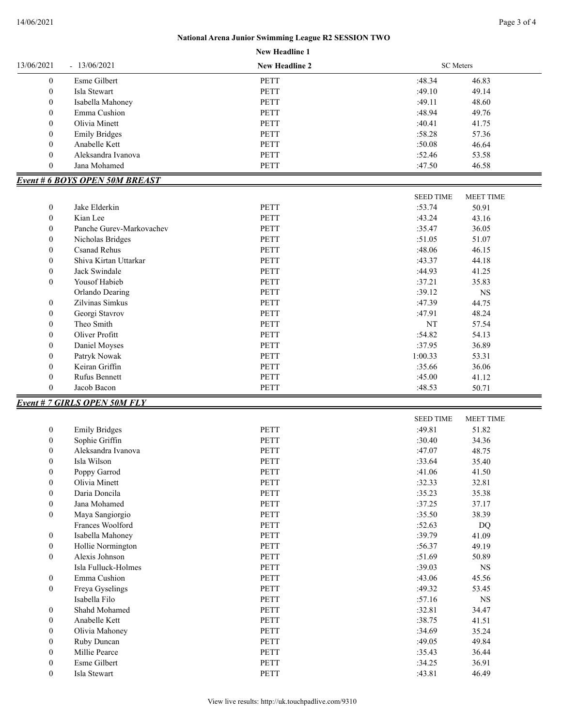**National Arena Junior Swimming League R2 SESSION TWO**

**New Headline 1**

| 13/06/2021 | - 13/06/2021 | New Headline 2 | SC Meters | |
|---|---|---|---|---|
| 0 | Esme Gilbert | PETT | :48.34 | 46.83 |
| 0 | Isla Stewart | PETT | :49.10 | 49.14 |
| 0 | Isabella Mahoney | PETT | :49.11 | 48.60 |
| 0 | Emma Cushion | PETT | :48.94 | 49.76 |
| 0 | Olivia Minett | PETT | :40.41 | 41.75 |
| 0 | Emily Bridges | PETT | :58.28 | 57.36 |
| 0 | Anabelle Kett | PETT | :50.08 | 46.64 |
| 0 | Aleksandra Ivanova | PETT | :52.46 | 53.58 |
| 0 | Jana Mohamed | PETT | :47.50 | 46.58 |

## *Event # 6 BOYS OPEN 50M BREAST*

| | | | SEED TIME | MEET TIME |
|---|---|---|---|---|
| 0 | Jake Elderkin | PETT | :53.74 | 50.91 |
| 0 | Kian Lee | PETT | :43.24 | 43.16 |
| 0 | Panche Gurev-Markovachev | PETT | :35.47 | 36.05 |
| 0 | Nicholas Bridges | PETT | :51.05 | 51.07 |
| 0 | Csanad Rehus | PETT | :48.06 | 46.15 |
| 0 | Shiva Kirtan Uttarkar | PETT | :43.37 | 44.18 |
| 0 | Jack Swindale | PETT | :44.93 | 41.25 |
| 0 | Yousof Habieb | PETT | :37.21 | 35.83 |
| | Orlando Dearing | PETT | :39.12 | NS |
| 0 | Zilvinas Simkus | PETT | :47.39 | 44.75 |
| 0 | Georgi Stavrov | PETT | :47.91 | 48.24 |
| 0 | Theo Smith | PETT | NT | 57.54 |
| 0 | Oliver Profitt | PETT | :54.82 | 54.13 |
| 0 | Daniel Moyses | PETT | :37.95 | 36.89 |
| 0 | Patryk Nowak | PETT | 1:00.33 | 53.31 |
| 0 | Keiran Griffin | PETT | :35.66 | 36.06 |
| 0 | Rufus Bennett | PETT | :45.00 | 41.12 |
| 0 | Jacob Bacon | PETT | :48.53 | 50.71 |

## *Event # 7 GIRLS OPEN 50M FLY*

| | | | SEED TIME | MEET TIME |
|---|---|---|---|---|
| 0 | Emily Bridges | PETT | :49.81 | 51.82 |
| 0 | Sophie Griffin | PETT | :30.40 | 34.36 |
| 0 | Aleksandra Ivanova | PETT | :47.07 | 48.75 |
| 0 | Isla Wilson | PETT | :33.64 | 35.40 |
| 0 | Poppy Garrod | PETT | :41.06 | 41.50 |
| 0 | Olivia Minett | PETT | :32.33 | 32.81 |
| 0 | Daria Doncila | PETT | :35.23 | 35.38 |
| 0 | Jana Mohamed | PETT | :37.25 | 37.17 |
| 0 | Maya Sangiorgio | PETT | :35.50 | 38.39 |
| | Frances Woolford | PETT | :52.63 | DQ |
| 0 | Isabella Mahoney | PETT | :39.79 | 41.09 |
| 0 | Hollie Normington | PETT | :56.37 | 49.19 |
| 0 | Alexis Johnson | PETT | :51.69 | 50.89 |
| | Isla Fulluck-Holmes | PETT | :39.03 | NS |
| 0 | Emma Cushion | PETT | :43.06 | 45.56 |
| 0 | Freya Gyselings | PETT | :49.32 | 53.45 |
| | Isabella Filo | PETT | :57.16 | NS |
| 0 | Shahd Mohamed | PETT | :32.81 | 34.47 |
| 0 | Anabelle Kett | PETT | :38.75 | 41.51 |
| 0 | Olivia Mahoney | PETT | :34.69 | 35.24 |
| 0 | Ruby Duncan | PETT | :49.05 | 49.84 |
| 0 | Millie Pearce | PETT | :35.43 | 36.44 |
| 0 | Esme Gilbert | PETT | :34.25 | 36.91 |
| 0 | Isla Stewart | PETT | :43.81 | 46.49 |

View live results: http://uk.touchpadlive.com/9310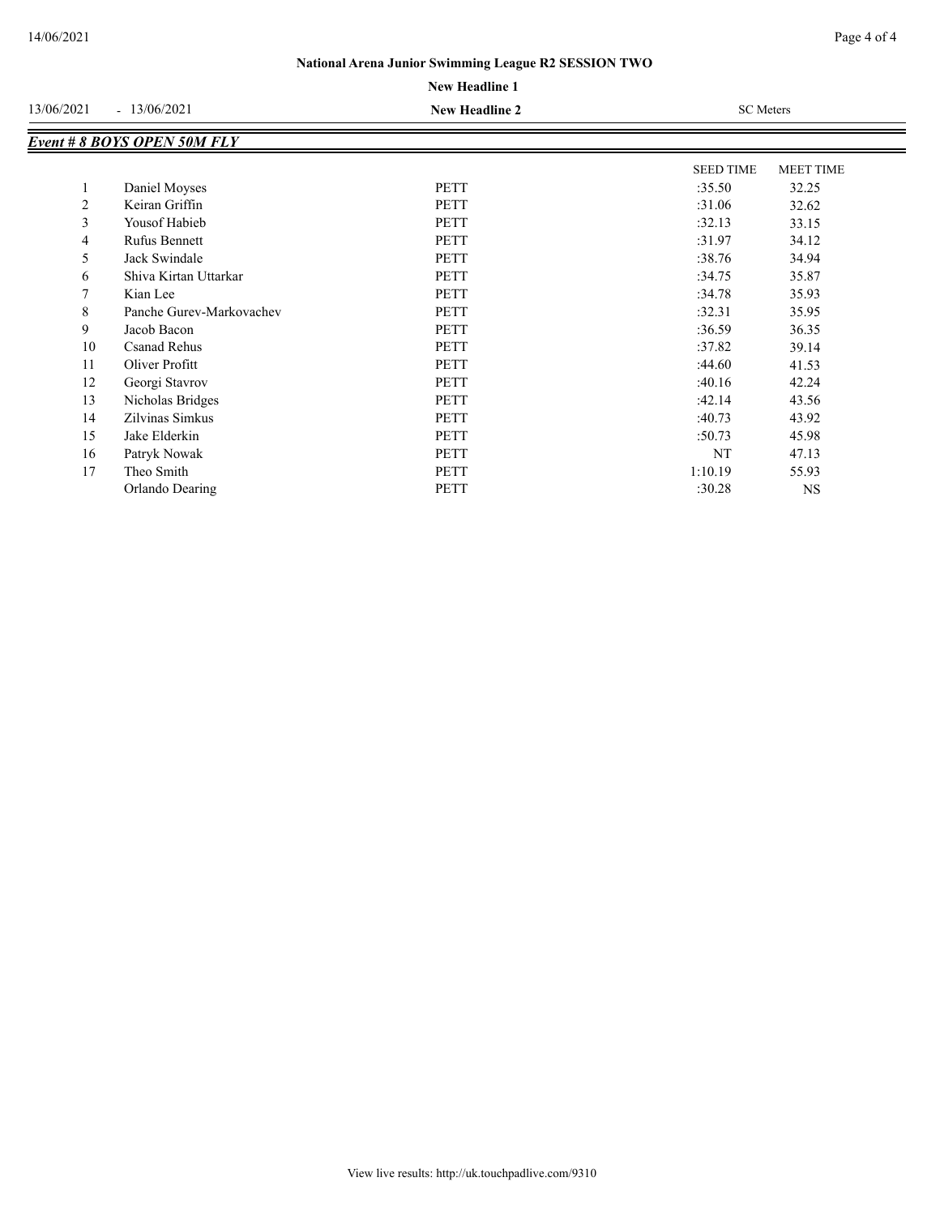# National Arena Junior Swimming League R2 SESSION TWO

**New Headline 1**

13/06/2021 - 13/06/2021 **New Headline 2** SC Meters

## *Event # 8 BOYS OPEN 50M FLY*

| | | | SEED TIME | MEET TIME |
|---|---|---|---|---|
| 1 | Daniel Moyses | PETT | :35.50 | 32.25 |
| 2 | Keiran Griffin | PETT | :31.06 | 32.62 |
| 3 | Yousof Habieb | PETT | :32.13 | 33.15 |
| 4 | Rufus Bennett | PETT | :31.97 | 34.12 |
| 5 | Jack Swindale | PETT | :38.76 | 34.94 |
| 6 | Shiva Kirtan Uttarkar | PETT | :34.75 | 35.87 |
| 7 | Kian Lee | PETT | :34.78 | 35.93 |
| 8 | Panche Gurev-Markovachev | PETT | :32.31 | 35.95 |
| 9 | Jacob Bacon | PETT | :36.59 | 36.35 |
| 10 | Csanad Rehus | PETT | :37.82 | 39.14 |
| 11 | Oliver Profitt | PETT | :44.60 | 41.53 |
| 12 | Georgi Stavrov | PETT | :40.16 | 42.24 |
| 13 | Nicholas Bridges | PETT | :42.14 | 43.56 |
| 14 | Zilvinas Simkus | PETT | :40.73 | 43.92 |
| 15 | Jake Elderkin | PETT | :50.73 | 45.98 |
| 16 | Patryk Nowak | PETT | NT | 47.13 |
| 17 | Theo Smith | PETT | 1:10.19 | 55.93 |
| | Orlando Dearing | PETT | :30.28 | NS |

View live results: http://uk.touchpadlive.com/9310